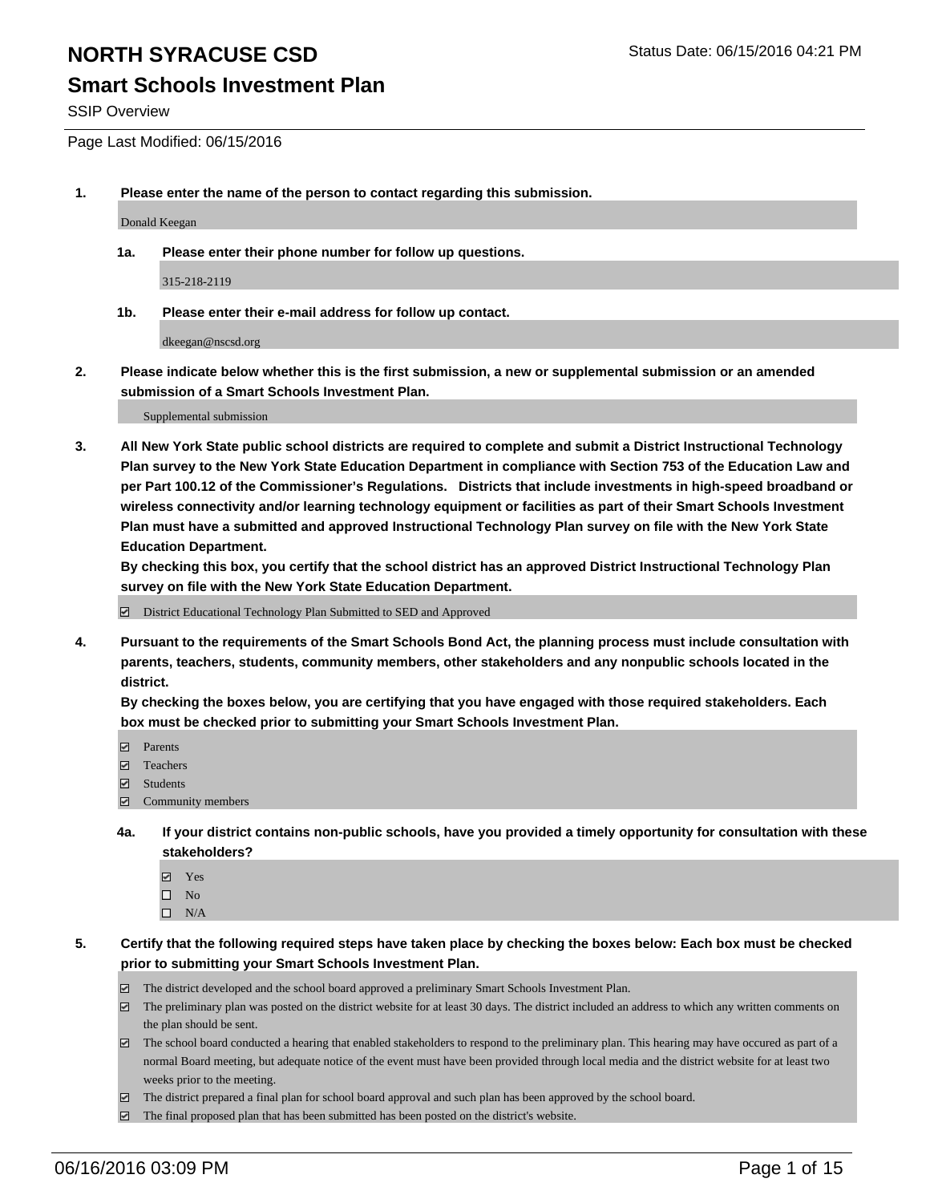# NORTH SYRACUSE CSD

Status Date: 06/15/2016 04:21 PM

## Smart Schools Investment Plan

SSIP Overview

Page Last Modified: 06/15/2016

1. **Please enter the name of the person to contact regarding this submission.**

   Donald Keegan

   1a. **Please enter their phone number for follow up questions.**

   315-218-2119

   1b. **Please enter their e-mail address for follow up contact.**

   dkeegan@nscsd.org

2. **Please indicate below whether this is the first submission, a new or supplemental submission or an amended submission of a Smart Schools Investment Plan.**

   Supplemental submission

3. **All New York State public school districts are required to complete and submit a District Instructional Technology Plan survey to the New York State Education Department in compliance with Section 753 of the Education Law and per Part 100.12 of the Commissioner's Regulations. Districts that include investments in high-speed broadband or wireless connectivity and/or learning technology equipment or facilities as part of their Smart Schools Investment Plan must have a submitted and approved Instructional Technology Plan survey on file with the New York State Education Department.**
   **By checking this box, you certify that the school district has an approved District Instructional Technology Plan survey on file with the New York State Education Department.**

   ☑ District Educational Technology Plan Submitted to SED and Approved

4. **Pursuant to the requirements of the Smart Schools Bond Act, the planning process must include consultation with parents, teachers, students, community members, other stakeholders and any nonpublic schools located in the district.**
   **By checking the boxes below, you are certifying that you have engaged with those required stakeholders. Each box must be checked prior to submitting your Smart Schools Investment Plan.**

   ☑ Parents
   ☑ Teachers
   ☑ Students
   ☑ Community members

   4a. **If your district contains non-public schools, have you provided a timely opportunity for consultation with these stakeholders?**

   ☑ Yes
   ☐ No
   ☐ N/A

5. **Certify that the following required steps have taken place by checking the boxes below: Each box must be checked prior to submitting your Smart Schools Investment Plan.**

   ☑ The district developed and the school board approved a preliminary Smart Schools Investment Plan.
   ☑ The preliminary plan was posted on the district website for at least 30 days. The district included an address to which any written comments on the plan should be sent.
   ☑ The school board conducted a hearing that enabled stakeholders to respond to the preliminary plan. This hearing may have occured as part of a normal Board meeting, but adequate notice of the event must have been provided through local media and the district website for at least two weeks prior to the meeting.
   ☑ The district prepared a final plan for school board approval and such plan has been approved by the school board.
   ☑ The final proposed plan that has been submitted has been posted on the district's website.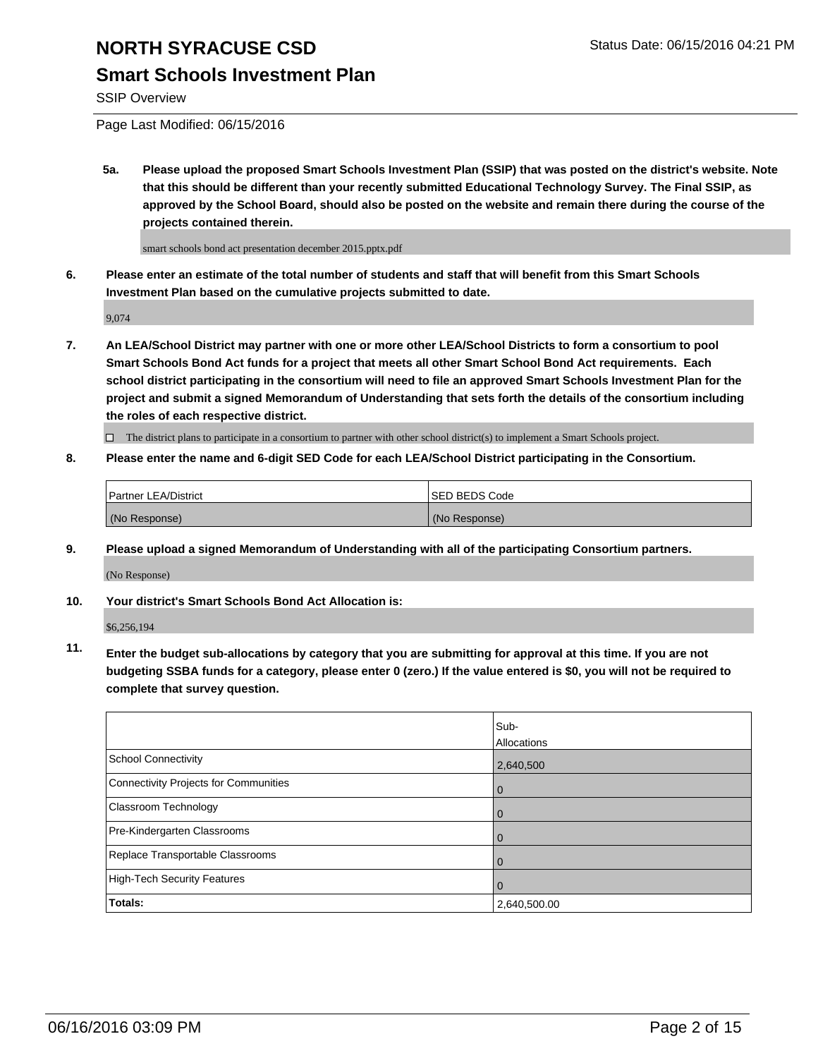# NORTH SYRACUSE CSD

## Smart Schools Investment Plan

SSIP Overview

Page Last Modified: 06/15/2016

**5a. Please upload the proposed Smart Schools Investment Plan (SSIP) that was posted on the district's website. Note that this should be different than your recently submitted Educational Technology Survey. The Final SSIP, as approved by the School Board, should also be posted on the website and remain there during the course of the projects contained therein.**

smart schools bond act presentation december 2015.pptx.pdf

**6. Please enter an estimate of the total number of students and staff that will benefit from this Smart Schools Investment Plan based on the cumulative projects submitted to date.**

9,074

**7. An LEA/School District may partner with one or more other LEA/School Districts to form a consortium to pool Smart Schools Bond Act funds for a project that meets all other Smart School Bond Act requirements. Each school district participating in the consortium will need to file an approved Smart Schools Investment Plan for the project and submit a signed Memorandum of Understanding that sets forth the details of the consortium including the roles of each respective district.**

☐ The district plans to participate in a consortium to partner with other school district(s) to implement a Smart Schools project.

**8. Please enter the name and 6-digit SED Code for each LEA/School District participating in the Consortium.**

| Partner LEA/District | SED BEDS Code |
|---|---|
| (No Response) | (No Response) |

**9. Please upload a signed Memorandum of Understanding with all of the participating Consortium partners.**

(No Response)

**10. Your district's Smart Schools Bond Act Allocation is:**

$6,256,194

**11. Enter the budget sub-allocations by category that you are submitting for approval at this time. If you are not budgeting SSBA funds for a category, please enter 0 (zero.) If the value entered is $0, you will not be required to complete that survey question.**

| | Sub-Allocations |
|---|---|
| School Connectivity | 2,640,500 |
| Connectivity Projects for Communities | 0 |
| Classroom Technology | 0 |
| Pre-Kindergarten Classrooms | 0 |
| Replace Transportable Classrooms | 0 |
| High-Tech Security Features | 0 |
| **Totals:** | 2,640,500.00 |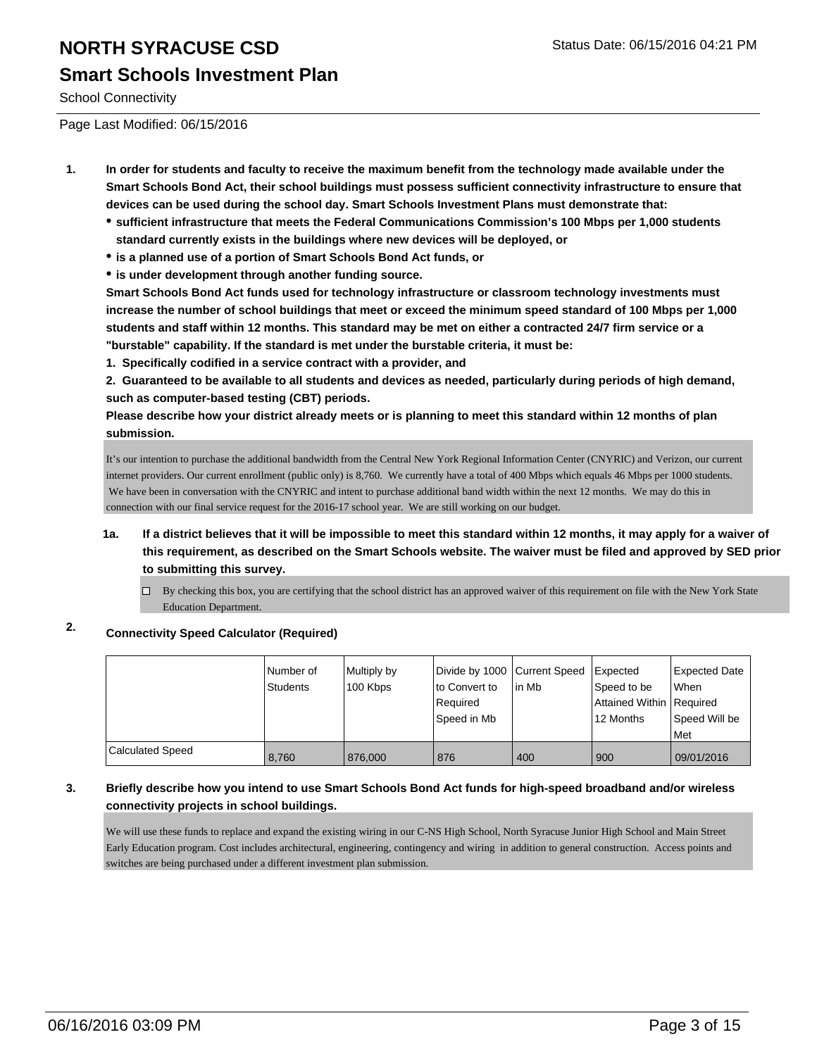# NORTH SYRACUSE CSD

Status Date: 06/15/2016 04:21 PM

## Smart Schools Investment Plan

School Connectivity

Page Last Modified: 06/15/2016

1. **In order for students and faculty to receive the maximum benefit from the technology made available under the Smart Schools Bond Act, their school buildings must possess sufficient connectivity infrastructure to ensure that devices can be used during the school day. Smart Schools Investment Plans must demonstrate that:**
   - **sufficient infrastructure that meets the Federal Communications Commission's 100 Mbps per 1,000 students standard currently exists in the buildings where new devices will be deployed, or**
   - **is a planned use of a portion of Smart Schools Bond Act funds, or**
   - **is under development through another funding source.**

   **Smart Schools Bond Act funds used for technology infrastructure or classroom technology investments must increase the number of school buildings that meet or exceed the minimum speed standard of 100 Mbps per 1,000 students and staff within 12 months. This standard may be met on either a contracted 24/7 firm service or a "burstable" capability. If the standard is met under the burstable criteria, it must be:**

   **1. Specifically codified in a service contract with a provider, and**

   **2. Guaranteed to be available to all students and devices as needed, particularly during periods of high demand, such as computer-based testing (CBT) periods.**

   **Please describe how your district already meets or is planning to meet this standard within 12 months of plan submission.**

   It's our intention to purchase the additional bandwidth from the Central New York Regional Information Center (CNYRIC) and Verizon, our current internet providers. Our current enrollment (public only) is 8,760. We currently have a total of 400 Mbps which equals 46 Mbps per 1000 students. We have been in conversation with the CNYRIC and intent to purchase additional band width within the next 12 months. We may do this in connection with our final service request for the 2016-17 school year. We are still working on our budget.

   1a. **If a district believes that it will be impossible to meet this standard within 12 months, it may apply for a waiver of this requirement, as described on the Smart Schools website. The waiver must be filed and approved by SED prior to submitting this survey.**

   ☐ By checking this box, you are certifying that the school district has an approved waiver of this requirement on file with the New York State Education Department.

2. **Connectivity Speed Calculator (Required)**

| | Number of Students | Multiply by 100 Kbps | Divide by 1000 to Convert to Required Speed in Mb | Current Speed in Mb | Expected Speed to be Attained Within 12 Months | Expected Date When Required Speed Will be Met |
|---|---|---|---|---|---|---|
| Calculated Speed | 8,760 | 876,000 | 876 | 400 | 900 | 09/01/2016 |

3. **Briefly describe how you intend to use Smart Schools Bond Act funds for high-speed broadband and/or wireless connectivity projects in school buildings.**

   We will use these funds to replace and expand the existing wiring in our C-NS High School, North Syracuse Junior High School and Main Street Early Education program. Cost includes architectural, engineering, contingency and wiring in addition to general construction. Access points and switches are being purchased under a different investment plan submission.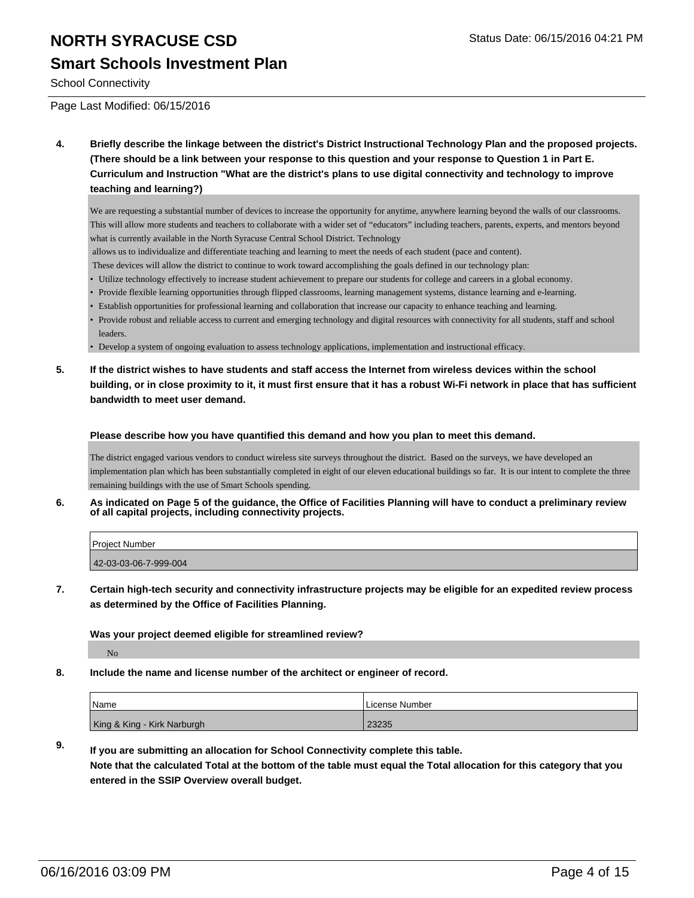**4. Briefly describe the linkage between the district's District Instructional Technology Plan and the proposed projects. (There should be a link between your response to this question and your response to Question 1 in Part E. Curriculum and Instruction "What are the district's plans to use digital connectivity and technology to improve teaching and learning?)**

We are requesting a substantial number of devices to increase the opportunity for anytime, anywhere learning beyond the walls of our classrooms. This will allow more students and teachers to collaborate with a wider set of "educators" including teachers, parents, experts, and mentors beyond what is currently available in the North Syracuse Central School District. Technology allows us to individualize and differentiate teaching and learning to meet the needs of each student (pace and content).

These devices will allow the district to continue to work toward accomplishing the goals defined in our technology plan:

- Utilize technology effectively to increase student achievement to prepare our students for college and careers in a global economy.
- Provide flexible learning opportunities through flipped classrooms, learning management systems, distance learning and e-learning.
- Establish opportunities for professional learning and collaboration that increase our capacity to enhance teaching and learning.
- Provide robust and reliable access to current and emerging technology and digital resources with connectivity for all students, staff and school leaders.
- Develop a system of ongoing evaluation to assess technology applications, implementation and instructional efficacy.

**5. If the district wishes to have students and staff access the Internet from wireless devices within the school building, or in close proximity to it, it must first ensure that it has a robust Wi-Fi network in place that has sufficient bandwidth to meet user demand.**

**Please describe how you have quantified this demand and how you plan to meet this demand.**

The district engaged various vendors to conduct wireless site surveys throughout the district. Based on the surveys, we have developed an implementation plan which has been substantially completed in eight of our eleven educational buildings so far. It is our intent to complete the three remaining buildings with the use of Smart Schools spending.

**6. As indicated on Page 5 of the guidance, the Office of Facilities Planning will have to conduct a preliminary review of all capital projects, including connectivity projects.**

| Project Number |
| --- |
| 42-03-03-06-7-999-004 |

**7. Certain high-tech security and connectivity infrastructure projects may be eligible for an expedited review process as determined by the Office of Facilities Planning.**

**Was your project deemed eligible for streamlined review?**

No

**8. Include the name and license number of the architect or engineer of record.**

| Name | License Number |
| --- | --- |
| King & King - Kirk Narburgh | 23235 |

**9. If you are submitting an allocation for School Connectivity complete this table. Note that the calculated Total at the bottom of the table must equal the Total allocation for this category that you entered in the SSIP Overview overall budget.**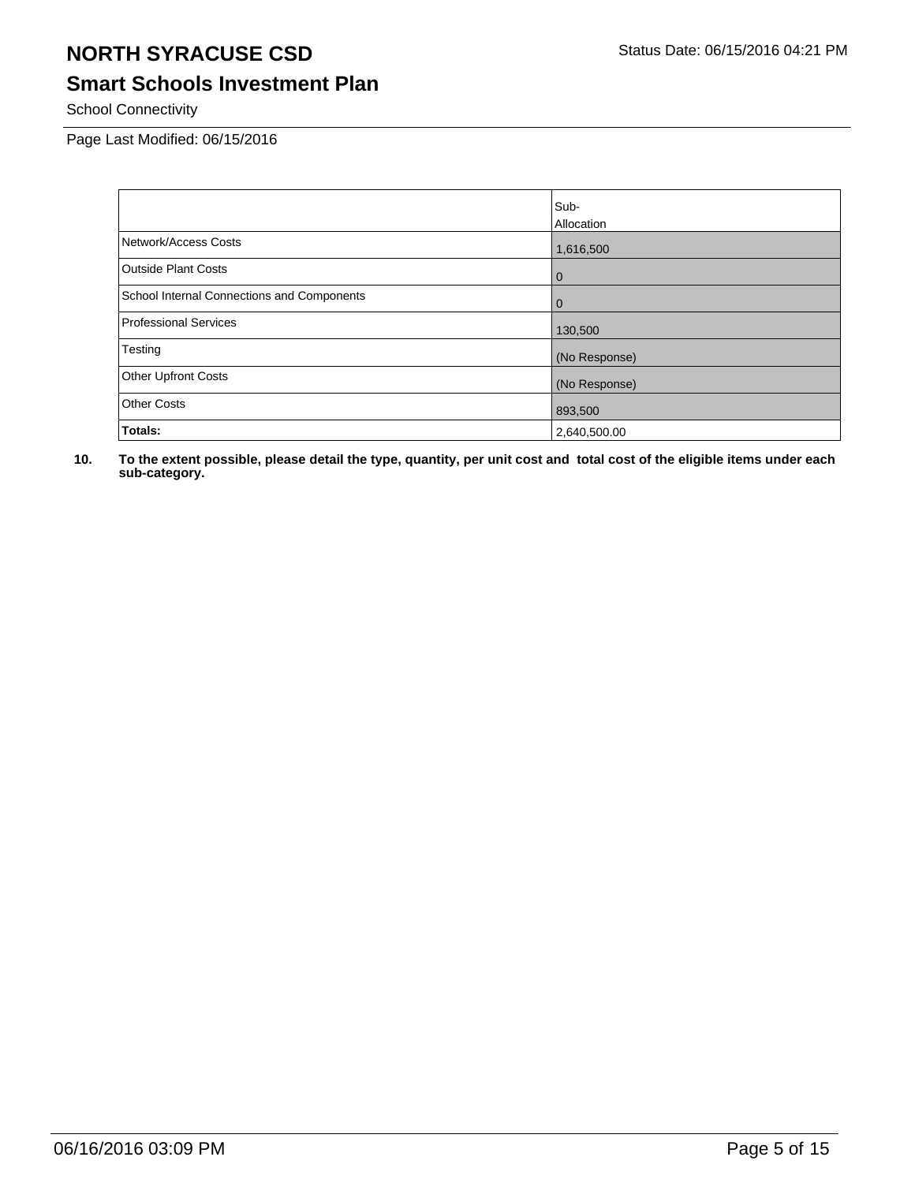# NORTH SYRACUSE CSD

## Smart Schools Investment Plan

School Connectivity

Page Last Modified: 06/15/2016

| | Sub-Allocation |
|---|---|
| Network/Access Costs | 1,616,500 |
| Outside Plant Costs | 0 |
| School Internal Connections and Components | 0 |
| Professional Services | 130,500 |
| Testing | (No Response) |
| Other Upfront Costs | (No Response) |
| Other Costs | 893,500 |
| **Totals:** | 2,640,500.00 |

**10. To the extent possible, please detail the type, quantity, per unit cost and total cost of the eligible items under each sub-category.**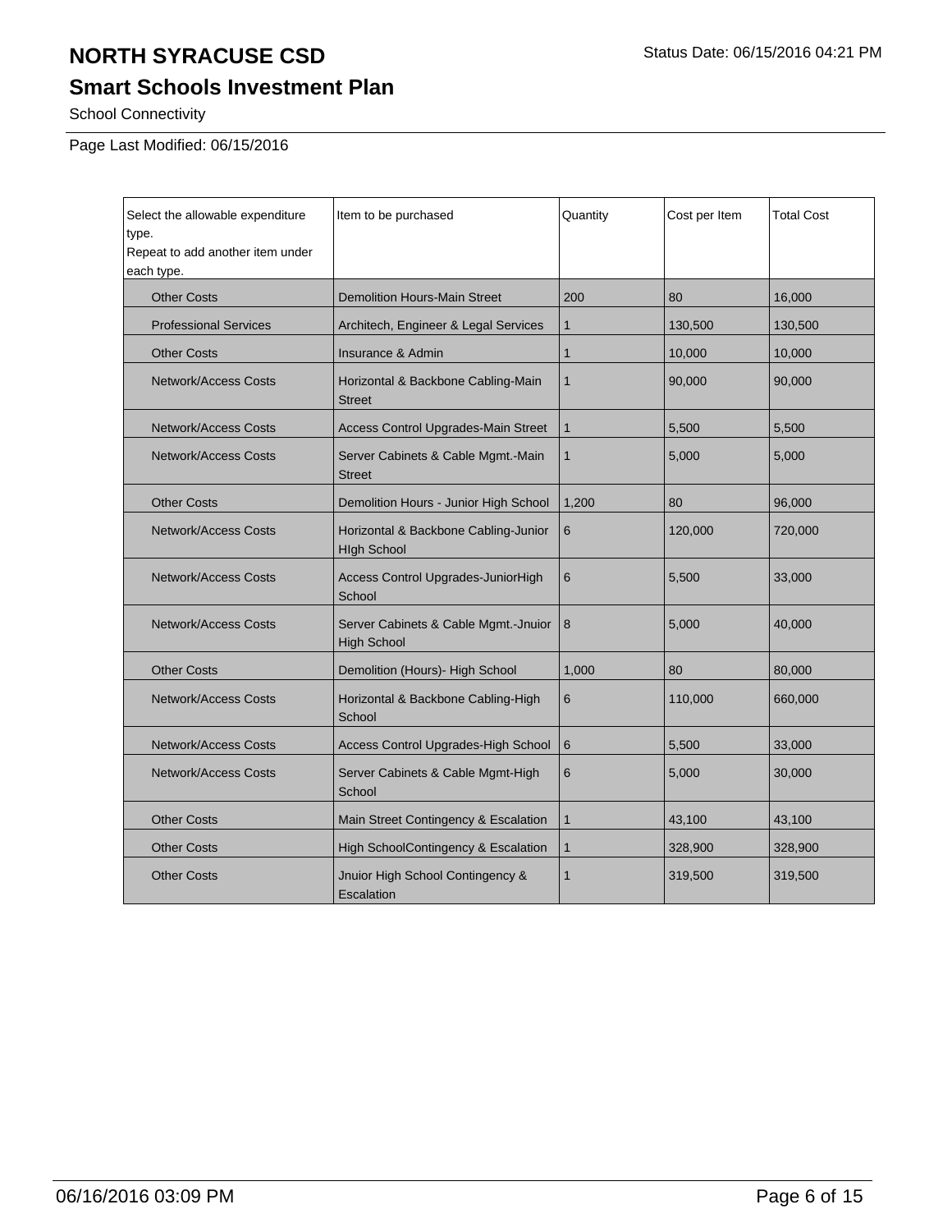# NORTH SYRACUSE CSD

Status Date: 06/15/2016 04:21 PM

## Smart Schools Investment Plan

School Connectivity

Page Last Modified: 06/15/2016

| Select the allowable expenditure type. Repeat to add another item under each type. | Item to be purchased | Quantity | Cost per Item | Total Cost |
|---|---|---|---|---|
| Other Costs | Demolition Hours-Main Street | 200 | 80 | 16,000 |
| Professional Services | Architech, Engineer & Legal Services | 1 | 130,500 | 130,500 |
| Other Costs | Insurance & Admin | 1 | 10,000 | 10,000 |
| Network/Access Costs | Horizontal & Backbone Cabling-Main Street | 1 | 90,000 | 90,000 |
| Network/Access Costs | Access Control Upgrades-Main Street | 1 | 5,500 | 5,500 |
| Network/Access Costs | Server Cabinets & Cable Mgmt.-Main Street | 1 | 5,000 | 5,000 |
| Other Costs | Demolition Hours - Junior High School | 1,200 | 80 | 96,000 |
| Network/Access Costs | Horizontal & Backbone Cabling-Junior HIgh School | 6 | 120,000 | 720,000 |
| Network/Access Costs | Access Control Upgrades-JuniorHigh School | 6 | 5,500 | 33,000 |
| Network/Access Costs | Server Cabinets & Cable Mgmt.-Jnuior High School | 8 | 5,000 | 40,000 |
| Other Costs | Demolition (Hours)- High School | 1,000 | 80 | 80,000 |
| Network/Access Costs | Horizontal & Backbone Cabling-High School | 6 | 110,000 | 660,000 |
| Network/Access Costs | Access Control Upgrades-High School | 6 | 5,500 | 33,000 |
| Network/Access Costs | Server Cabinets & Cable Mgmt-High School | 6 | 5,000 | 30,000 |
| Other Costs | Main Street Contingency & Escalation | 1 | 43,100 | 43,100 |
| Other Costs | High SchoolContingency & Escalation | 1 | 328,900 | 328,900 |
| Other Costs | Jnuior High School Contingency & Escalation | 1 | 319,500 | 319,500 |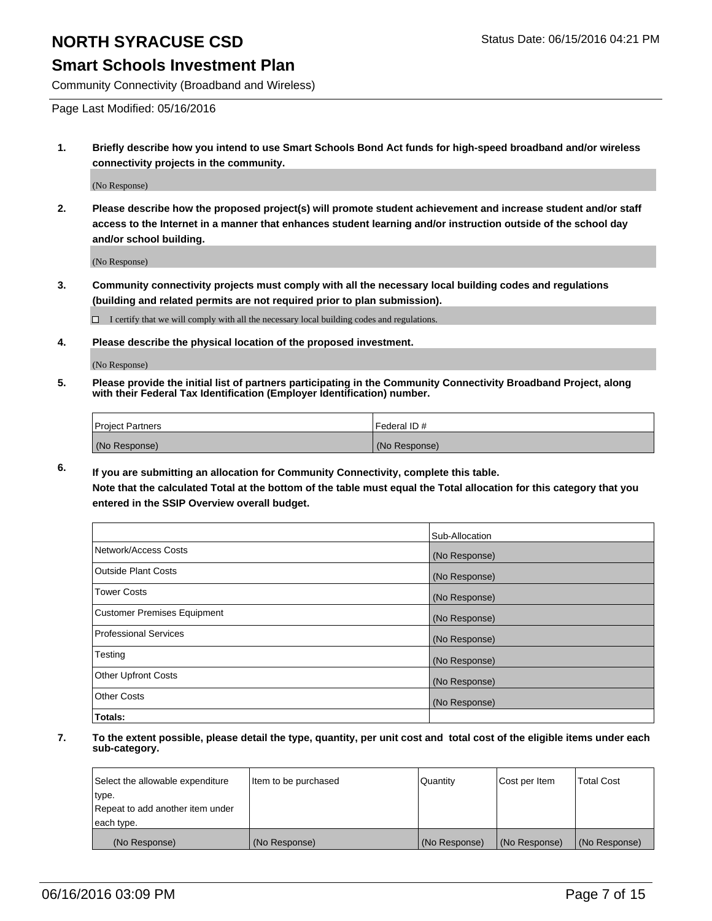# NORTH SYRACUSE CSD

Status Date: 06/15/2016 04:21 PM

## Smart Schools Investment Plan

Community Connectivity (Broadband and Wireless)

Page Last Modified: 05/16/2016

1. **Briefly describe how you intend to use Smart Schools Bond Act funds for high-speed broadband and/or wireless connectivity projects in the community.**

   (No Response)

2. **Please describe how the proposed project(s) will promote student achievement and increase student and/or staff access to the Internet in a manner that enhances student learning and/or instruction outside of the school day and/or school building.**

   (No Response)

3. **Community connectivity projects must comply with all the necessary local building codes and regulations (building and related permits are not required prior to plan submission).**

   ☐ I certify that we will comply with all the necessary local building codes and regulations.

4. **Please describe the physical location of the proposed investment.**

   (No Response)

5. **Please provide the initial list of partners participating in the Community Connectivity Broadband Project, along with their Federal Tax Identification (Employer Identification) number.**

| Project Partners | Federal ID # |
|---|---|
| (No Response) | (No Response) |

6. **If you are submitting an allocation for Community Connectivity, complete this table.**
   **Note that the calculated Total at the bottom of the table must equal the Total allocation for this category that you entered in the SSIP Overview overall budget.**

| | Sub-Allocation |
|---|---|
| Network/Access Costs | (No Response) |
| Outside Plant Costs | (No Response) |
| Tower Costs | (No Response) |
| Customer Premises Equipment | (No Response) |
| Professional Services | (No Response) |
| Testing | (No Response) |
| Other Upfront Costs | (No Response) |
| Other Costs | (No Response) |
| **Totals:** | |

7. **To the extent possible, please detail the type, quantity, per unit cost and total cost of the eligible items under each sub-category.**

| Select the allowable expenditure type. Repeat to add another item under each type. | Item to be purchased | Quantity | Cost per Item | Total Cost |
|---|---|---|---|---|
| (No Response) | (No Response) | (No Response) | (No Response) | (No Response) |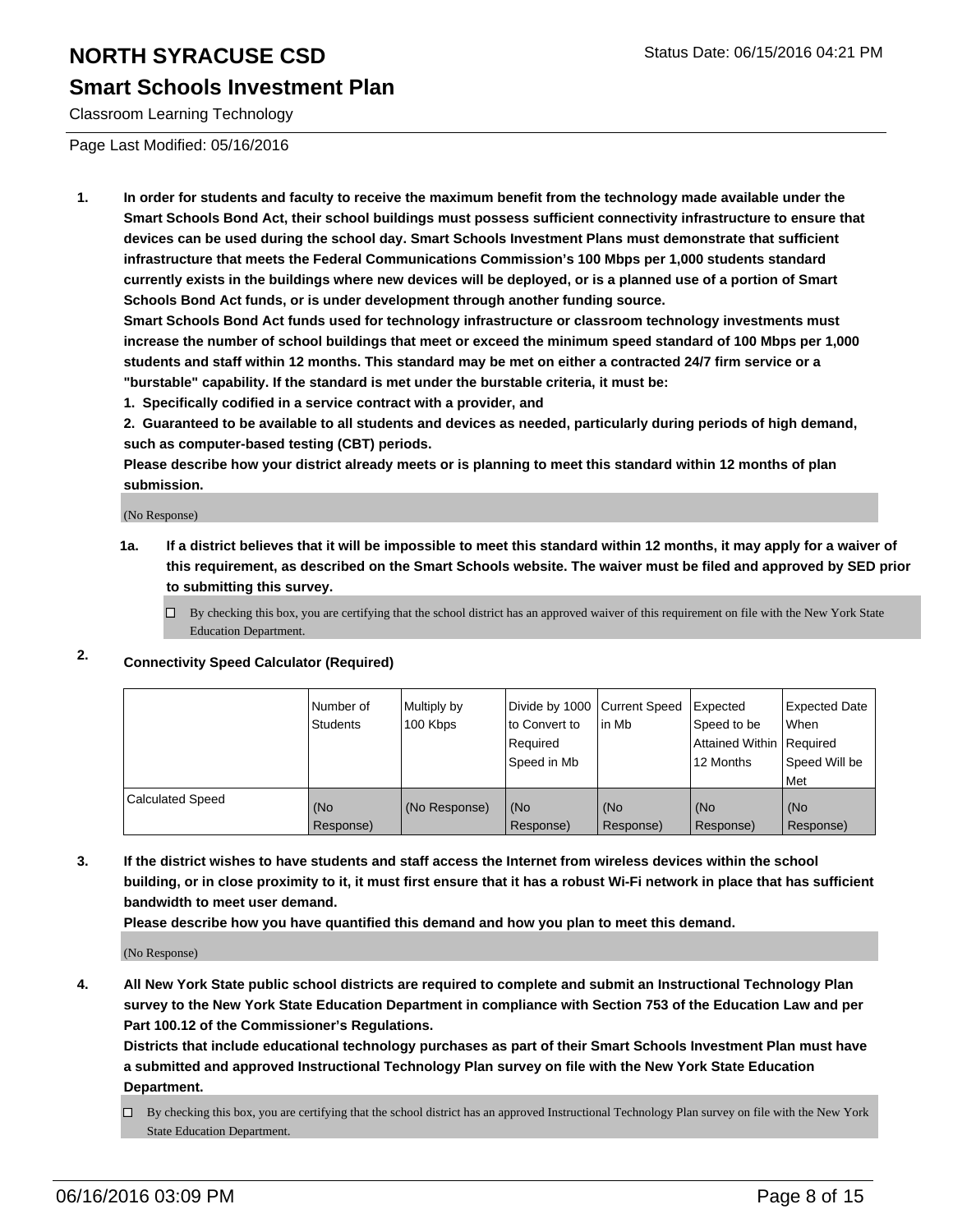# NORTH SYRACUSE CSD

## Smart Schools Investment Plan

Classroom Learning Technology

Page Last Modified: 05/16/2016

1. **In order for students and faculty to receive the maximum benefit from the technology made available under the Smart Schools Bond Act, their school buildings must possess sufficient connectivity infrastructure to ensure that devices can be used during the school day. Smart Schools Investment Plans must demonstrate that sufficient infrastructure that meets the Federal Communications Commission's 100 Mbps per 1,000 students standard currently exists in the buildings where new devices will be deployed, or is a planned use of a portion of Smart Schools Bond Act funds, or is under development through another funding source.**

   **Smart Schools Bond Act funds used for technology infrastructure or classroom technology investments must increase the number of school buildings that meet or exceed the minimum speed standard of 100 Mbps per 1,000 students and staff within 12 months. This standard may be met on either a contracted 24/7 firm service or a "burstable" capability. If the standard is met under the burstable criteria, it must be:**

   **1. Specifically codified in a service contract with a provider, and**

   **2. Guaranteed to be available to all students and devices as needed, particularly during periods of high demand, such as computer-based testing (CBT) periods.**

   **Please describe how your district already meets or is planning to meet this standard within 12 months of plan submission.**

   (No Response)

   **1a. If a district believes that it will be impossible to meet this standard within 12 months, it may apply for a waiver of this requirement, as described on the Smart Schools website. The waiver must be filed and approved by SED prior to submitting this survey.**

   ☐ By checking this box, you are certifying that the school district has an approved waiver of this requirement on file with the New York State Education Department.

2. **Connectivity Speed Calculator (Required)**

| | Number of Students | Multiply by 100 Kbps | Divide by 1000 to Convert to Required Speed in Mb | Current Speed in Mb | Expected Speed to be Attained Within 12 Months | Expected Date When Required Speed Will be Met |
|---|---|---|---|---|---|---|
| Calculated Speed | (No Response) | (No Response) | (No Response) | (No Response) | (No Response) | (No Response) |

3. **If the district wishes to have students and staff access the Internet from wireless devices within the school building, or in close proximity to it, it must first ensure that it has a robust Wi-Fi network in place that has sufficient bandwidth to meet user demand.**

   **Please describe how you have quantified this demand and how you plan to meet this demand.**

   (No Response)

4. **All New York State public school districts are required to complete and submit an Instructional Technology Plan survey to the New York State Education Department in compliance with Section 753 of the Education Law and per Part 100.12 of the Commissioner's Regulations.**

   **Districts that include educational technology purchases as part of their Smart Schools Investment Plan must have a submitted and approved Instructional Technology Plan survey on file with the New York State Education Department.**

   ☐ By checking this box, you are certifying that the school district has an approved Instructional Technology Plan survey on file with the New York State Education Department.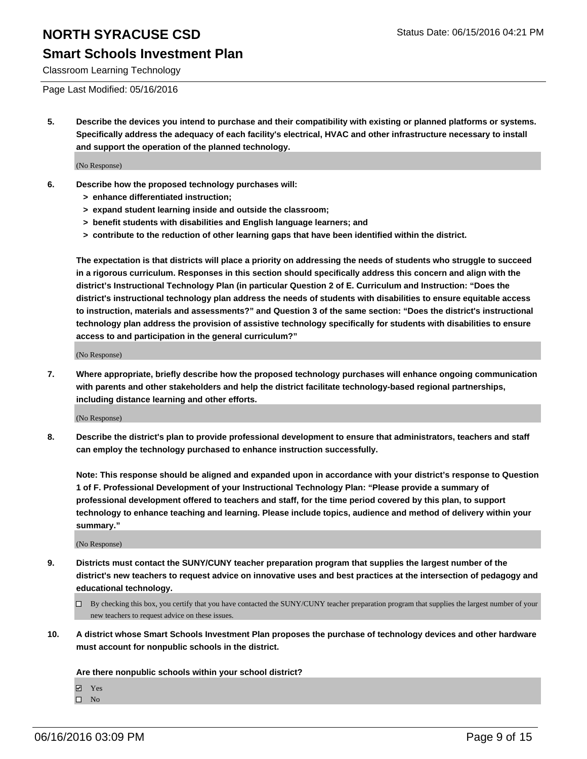# NORTH SYRACUSE CSD

## Smart Schools Investment Plan

Classroom Learning Technology

Page Last Modified: 05/16/2016

**5. Describe the devices you intend to purchase and their compatibility with existing or planned platforms or systems. Specifically address the adequacy of each facility's electrical, HVAC and other infrastructure necessary to install and support the operation of the planned technology.**

(No Response)

**6. Describe how the proposed technology purchases will:**

- **> enhance differentiated instruction;**
- **> expand student learning inside and outside the classroom;**
- **> benefit students with disabilities and English language learners; and**
- **> contribute to the reduction of other learning gaps that have been identified within the district.**

**The expectation is that districts will place a priority on addressing the needs of students who struggle to succeed in a rigorous curriculum. Responses in this section should specifically address this concern and align with the district's Instructional Technology Plan (in particular Question 2 of E. Curriculum and Instruction: "Does the district's instructional technology plan address the needs of students with disabilities to ensure equitable access to instruction, materials and assessments?" and Question 3 of the same section: "Does the district's instructional technology plan address the provision of assistive technology specifically for students with disabilities to ensure access to and participation in the general curriculum?"**

(No Response)

**7. Where appropriate, briefly describe how the proposed technology purchases will enhance ongoing communication with parents and other stakeholders and help the district facilitate technology-based regional partnerships, including distance learning and other efforts.**

(No Response)

**8. Describe the district's plan to provide professional development to ensure that administrators, teachers and staff can employ the technology purchased to enhance instruction successfully.**

**Note: This response should be aligned and expanded upon in accordance with your district's response to Question 1 of F. Professional Development of your Instructional Technology Plan: "Please provide a summary of professional development offered to teachers and staff, for the time period covered by this plan, to support technology to enhance teaching and learning. Please include topics, audience and method of delivery within your summary."**

(No Response)

**9. Districts must contact the SUNY/CUNY teacher preparation program that supplies the largest number of the district's new teachers to request advice on innovative uses and best practices at the intersection of pedagogy and educational technology.**

☐ By checking this box, you certify that you have contacted the SUNY/CUNY teacher preparation program that supplies the largest number of your new teachers to request advice on these issues.

**10. A district whose Smart Schools Investment Plan proposes the purchase of technology devices and other hardware must account for nonpublic schools in the district.**

**Are there nonpublic schools within your school district?**

☑ Yes

☐ No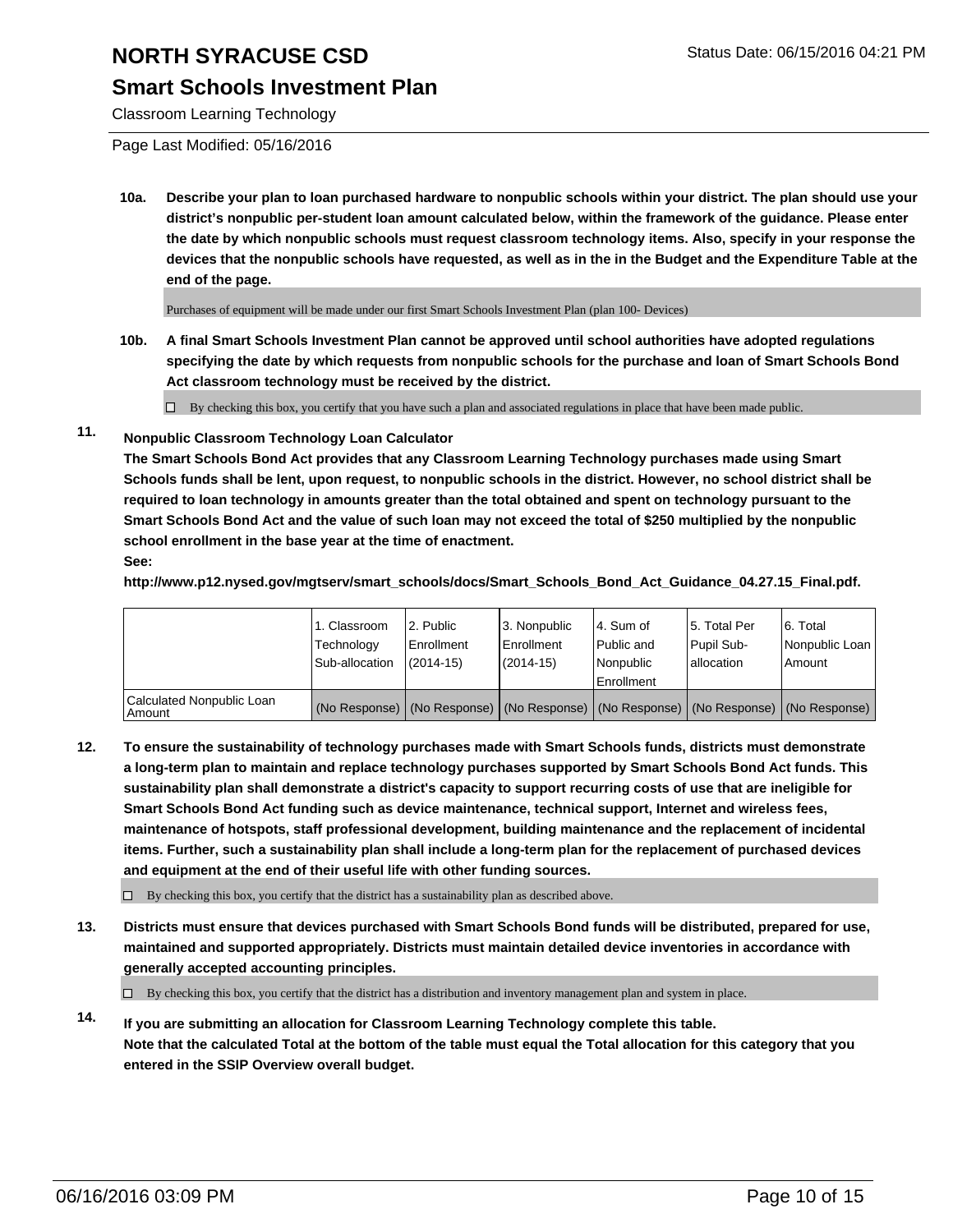# NORTH SYRACUSE CSD

## Smart Schools Investment Plan

Classroom Learning Technology

Page Last Modified: 05/16/2016

**10a. Describe your plan to loan purchased hardware to nonpublic schools within your district. The plan should use your district's nonpublic per-student loan amount calculated below, within the framework of the guidance. Please enter the date by which nonpublic schools must request classroom technology items. Also, specify in your response the devices that the nonpublic schools have requested, as well as in the in the Budget and the Expenditure Table at the end of the page.**

Purchases of equipment will be made under our first Smart Schools Investment Plan (plan 100- Devices)

**10b. A final Smart Schools Investment Plan cannot be approved until school authorities have adopted regulations specifying the date by which requests from nonpublic schools for the purchase and loan of Smart Schools Bond Act classroom technology must be received by the district.**

☐ By checking this box, you certify that you have such a plan and associated regulations in place that have been made public.

**11. Nonpublic Classroom Technology Loan Calculator**

**The Smart Schools Bond Act provides that any Classroom Learning Technology purchases made using Smart Schools funds shall be lent, upon request, to nonpublic schools in the district. However, no school district shall be required to loan technology in amounts greater than the total obtained and spent on technology pursuant to the Smart Schools Bond Act and the value of such loan may not exceed the total of $250 multiplied by the nonpublic school enrollment in the base year at the time of enactment.**

**See:**

**http://www.p12.nysed.gov/mgtserv/smart_schools/docs/Smart_Schools_Bond_Act_Guidance_04.27.15_Final.pdf.**

| | 1. Classroom Technology Sub-allocation | 2. Public Enrollment (2014-15) | 3. Nonpublic Enrollment (2014-15) | 4. Sum of Public and Nonpublic Enrollment | 5. Total Per Pupil Sub-allocation | 6. Total Nonpublic Loan Amount |
|---|---|---|---|---|---|---|
| Calculated Nonpublic Loan Amount | (No Response) | (No Response) | (No Response) | (No Response) | (No Response) | (No Response) |

**12. To ensure the sustainability of technology purchases made with Smart Schools funds, districts must demonstrate a long-term plan to maintain and replace technology purchases supported by Smart Schools Bond Act funds. This sustainability plan shall demonstrate a district's capacity to support recurring costs of use that are ineligible for Smart Schools Bond Act funding such as device maintenance, technical support, Internet and wireless fees, maintenance of hotspots, staff professional development, building maintenance and the replacement of incidental items. Further, such a sustainability plan shall include a long-term plan for the replacement of purchased devices and equipment at the end of their useful life with other funding sources.**

☐ By checking this box, you certify that the district has a sustainability plan as described above.

**13. Districts must ensure that devices purchased with Smart Schools Bond funds will be distributed, prepared for use, maintained and supported appropriately. Districts must maintain detailed device inventories in accordance with generally accepted accounting principles.**

☐ By checking this box, you certify that the district has a distribution and inventory management plan and system in place.

**14. If you are submitting an allocation for Classroom Learning Technology complete this table.**
**Note that the calculated Total at the bottom of the table must equal the Total allocation for this category that you entered in the SSIP Overview overall budget.**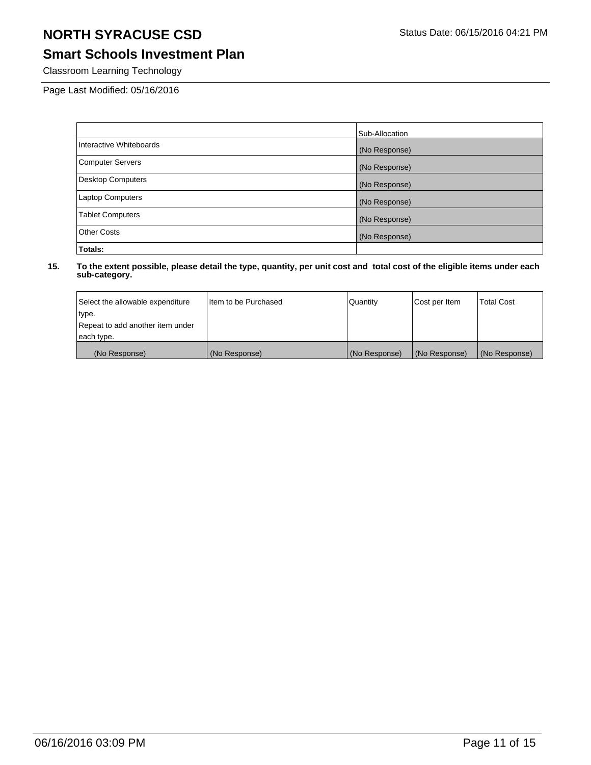# NORTH SYRACUSE CSD

## Smart Schools Investment Plan

Classroom Learning Technology

Page Last Modified: 05/16/2016

| | Sub-Allocation |
|---|---|
| Interactive Whiteboards | (No Response) |
| Computer Servers | (No Response) |
| Desktop Computers | (No Response) |
| Laptop Computers | (No Response) |
| Tablet Computers | (No Response) |
| Other Costs | (No Response) |
| **Totals:** | |

**15. To the extent possible, please detail the type, quantity, per unit cost and total cost of the eligible items under each sub-category.**

| Select the allowable expenditure type. Repeat to add another item under each type. | Item to be Purchased | Quantity | Cost per Item | Total Cost |
|---|---|---|---|---|
| (No Response) | (No Response) | (No Response) | (No Response) | (No Response) |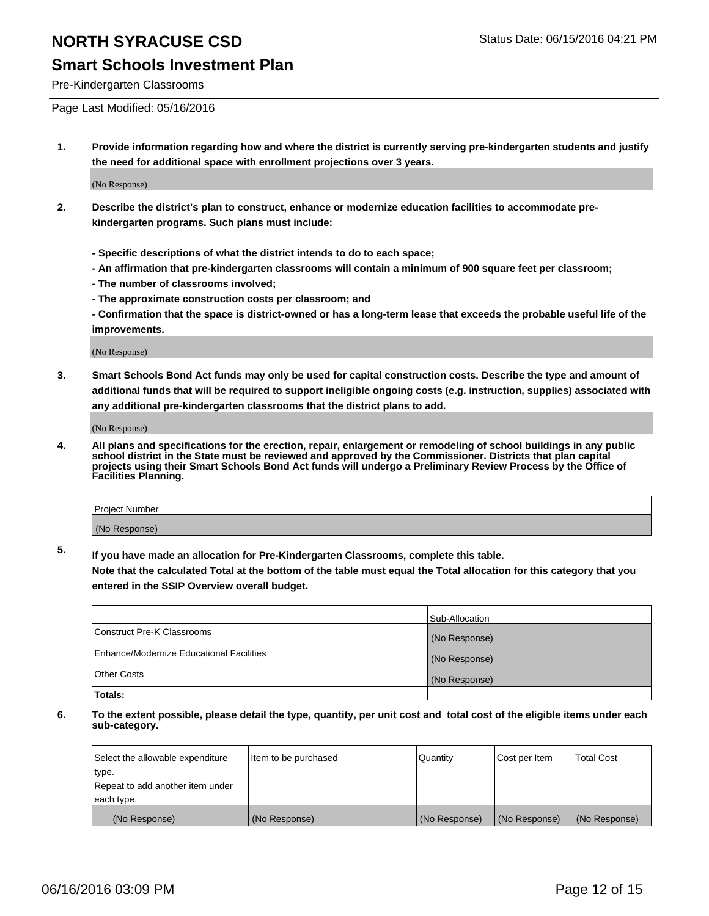# NORTH SYRACUSE CSD

## Smart Schools Investment Plan

Pre-Kindergarten Classrooms

Status Date: 06/15/2016 04:21 PM

Page Last Modified: 05/16/2016

1. **Provide information regarding how and where the district is currently serving pre-kindergarten students and justify the need for additional space with enrollment projections over 3 years.**

   (No Response)

2. **Describe the district's plan to construct, enhance or modernize education facilities to accommodate pre-kindergarten programs. Such plans must include:**

   **- Specific descriptions of what the district intends to do to each space;**

   **- An affirmation that pre-kindergarten classrooms will contain a minimum of 900 square feet per classroom;**

   **- The number of classrooms involved;**

   **- The approximate construction costs per classroom; and**

   **- Confirmation that the space is district-owned or has a long-term lease that exceeds the probable useful life of the improvements.**

   (No Response)

3. **Smart Schools Bond Act funds may only be used for capital construction costs. Describe the type and amount of additional funds that will be required to support ineligible ongoing costs (e.g. instruction, supplies) associated with any additional pre-kindergarten classrooms that the district plans to add.**

   (No Response)

4. **All plans and specifications for the erection, repair, enlargement or remodeling of school buildings in any public school district in the State must be reviewed and approved by the Commissioner. Districts that plan capital projects using their Smart Schools Bond Act funds will undergo a Preliminary Review Process by the Office of Facilities Planning.**

| Project Number |
| --- |
| (No Response) |

5. **If you have made an allocation for Pre-Kindergarten Classrooms, complete this table.**

   **Note that the calculated Total at the bottom of the table must equal the Total allocation for this category that you entered in the SSIP Overview overall budget.**

| | Sub-Allocation |
| --- | --- |
| Construct Pre-K Classrooms | (No Response) |
| Enhance/Modernize Educational Facilities | (No Response) |
| Other Costs | (No Response) |
| **Totals:** | |

6. **To the extent possible, please detail the type, quantity, per unit cost and total cost of the eligible items under each sub-category.**

| Select the allowable expenditure type. Repeat to add another item under each type. | Item to be purchased | Quantity | Cost per Item | Total Cost |
| --- | --- | --- | --- | --- |
| (No Response) | (No Response) | (No Response) | (No Response) | (No Response) |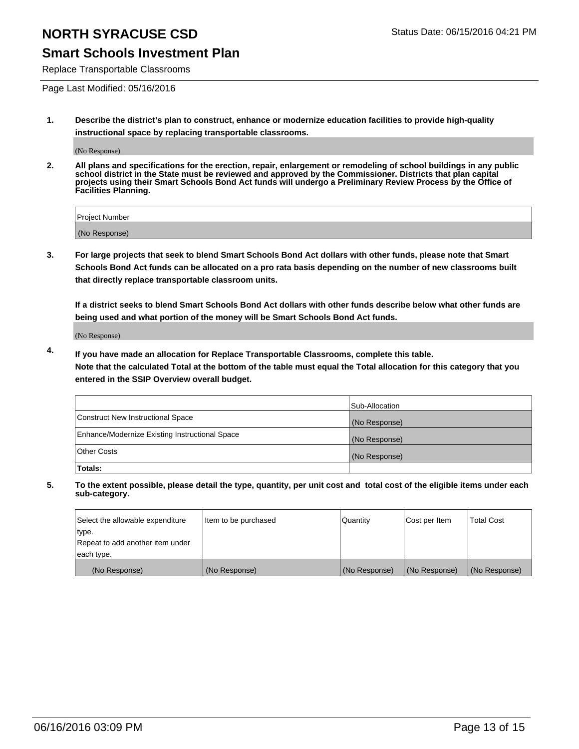# NORTH SYRACUSE CSD

Status Date: 06/15/2016 04:21 PM

## Smart Schools Investment Plan

Replace Transportable Classrooms

Page Last Modified: 05/16/2016

**1. Describe the district's plan to construct, enhance or modernize education facilities to provide high-quality instructional space by replacing transportable classrooms.**

(No Response)

**2. All plans and specifications for the erection, repair, enlargement or remodeling of school buildings in any public school district in the State must be reviewed and approved by the Commissioner. Districts that plan capital projects using their Smart Schools Bond Act funds will undergo a Preliminary Review Process by the Office of Facilities Planning.**

| Project Number |
|---|
| (No Response) |

**3. For large projects that seek to blend Smart Schools Bond Act dollars with other funds, please note that Smart Schools Bond Act funds can be allocated on a pro rata basis depending on the number of new classrooms built that directly replace transportable classroom units.**

**If a district seeks to blend Smart Schools Bond Act dollars with other funds describe below what other funds are being used and what portion of the money will be Smart Schools Bond Act funds.**

(No Response)

**4. If you have made an allocation for Replace Transportable Classrooms, complete this table. Note that the calculated Total at the bottom of the table must equal the Total allocation for this category that you entered in the SSIP Overview overall budget.**

| | Sub-Allocation |
|---|---|
| Construct New Instructional Space | (No Response) |
| Enhance/Modernize Existing Instructional Space | (No Response) |
| Other Costs | (No Response) |
| **Totals:** | |

**5. To the extent possible, please detail the type, quantity, per unit cost and total cost of the eligible items under each sub-category.**

| Select the allowable expenditure type. Repeat to add another item under each type. | Item to be purchased | Quantity | Cost per Item | Total Cost |
|---|---|---|---|---|
| (No Response) | (No Response) | (No Response) | (No Response) | (No Response) |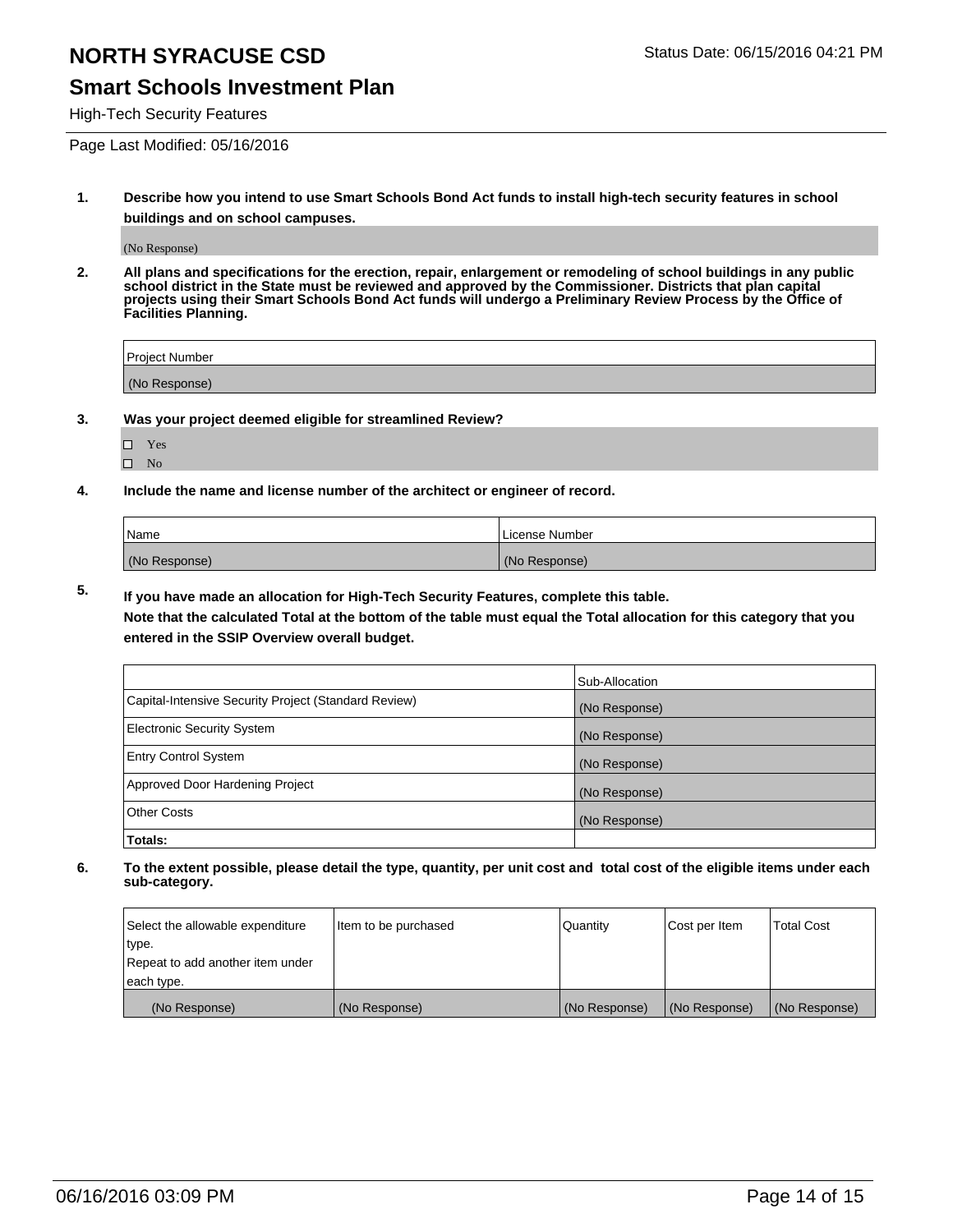# NORTH SYRACUSE CSD

Status Date: 06/15/2016 04:21 PM

## Smart Schools Investment Plan

High-Tech Security Features

Page Last Modified: 05/16/2016

**1. Describe how you intend to use Smart Schools Bond Act funds to install high-tech security features in school buildings and on school campuses.**

(No Response)

**2. All plans and specifications for the erection, repair, enlargement or remodeling of school buildings in any public school district in the State must be reviewed and approved by the Commissioner. Districts that plan capital projects using their Smart Schools Bond Act funds will undergo a Preliminary Review Process by the Office of Facilities Planning.**

| Project Number |
|---|
| (No Response) |

**3. Was your project deemed eligible for streamlined Review?**

☐ Yes
☐ No

**4. Include the name and license number of the architect or engineer of record.**

| Name | License Number |
|---|---|
| (No Response) | (No Response) |

**5. If you have made an allocation for High-Tech Security Features, complete this table.**

**Note that the calculated Total at the bottom of the table must equal the Total allocation for this category that you entered in the SSIP Overview overall budget.**

| | Sub-Allocation |
|---|---|
| Capital-Intensive Security Project (Standard Review) | (No Response) |
| Electronic Security System | (No Response) |
| Entry Control System | (No Response) |
| Approved Door Hardening Project | (No Response) |
| Other Costs | (No Response) |
| **Totals:** | |

**6. To the extent possible, please detail the type, quantity, per unit cost and total cost of the eligible items under each sub-category.**

| Select the allowable expenditure type. Repeat to add another item under each type. | Item to be purchased | Quantity | Cost per Item | Total Cost |
|---|---|---|---|---|
| (No Response) | (No Response) | (No Response) | (No Response) | (No Response) |